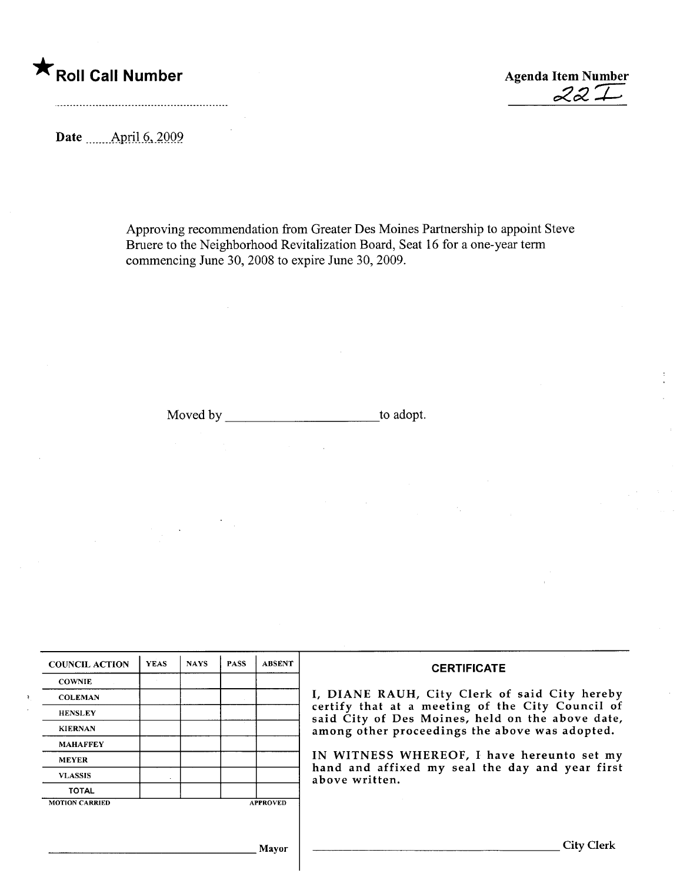★ **Roll Call Number**

..........................................................

**Agenda Item Number**

22I

Date ........April 6, 2009

Approving recommendation from Greater Des Moines Partnership to appoint Steve Bruere to the Neighborhood Revitalization Board, Seat 16 for a one-year term commencing June 30, 2008 to expire June 30, 2009.

Moved by ________________________to adopt.

| COUNCIL ACTION | YEAS | NAYS | PASS | ABSENT |
|---|---|---|---|---|
| COWNIE | | | | |
| COLEMAN | | | | |
| HENSLEY | | | | |
| KIERNAN | | | | |
| MAHAFFEY | | | | |
| MEYER | | | | |
| VLASSIS | | | | |
| TOTAL | | | | |

MOTION CARRIED APPROVED

________________________________ Mayor

**CERTIFICATE**

I, DIANE RAUH, City Clerk of said City hereby certify that at a meeting of the City Council of said City of Des Moines, held on the above date, among other proceedings the above was adopted.

IN WITNESS WHEREOF, I have hereunto set my hand and affixed my seal the day and year first above written.

________________________________ City Clerk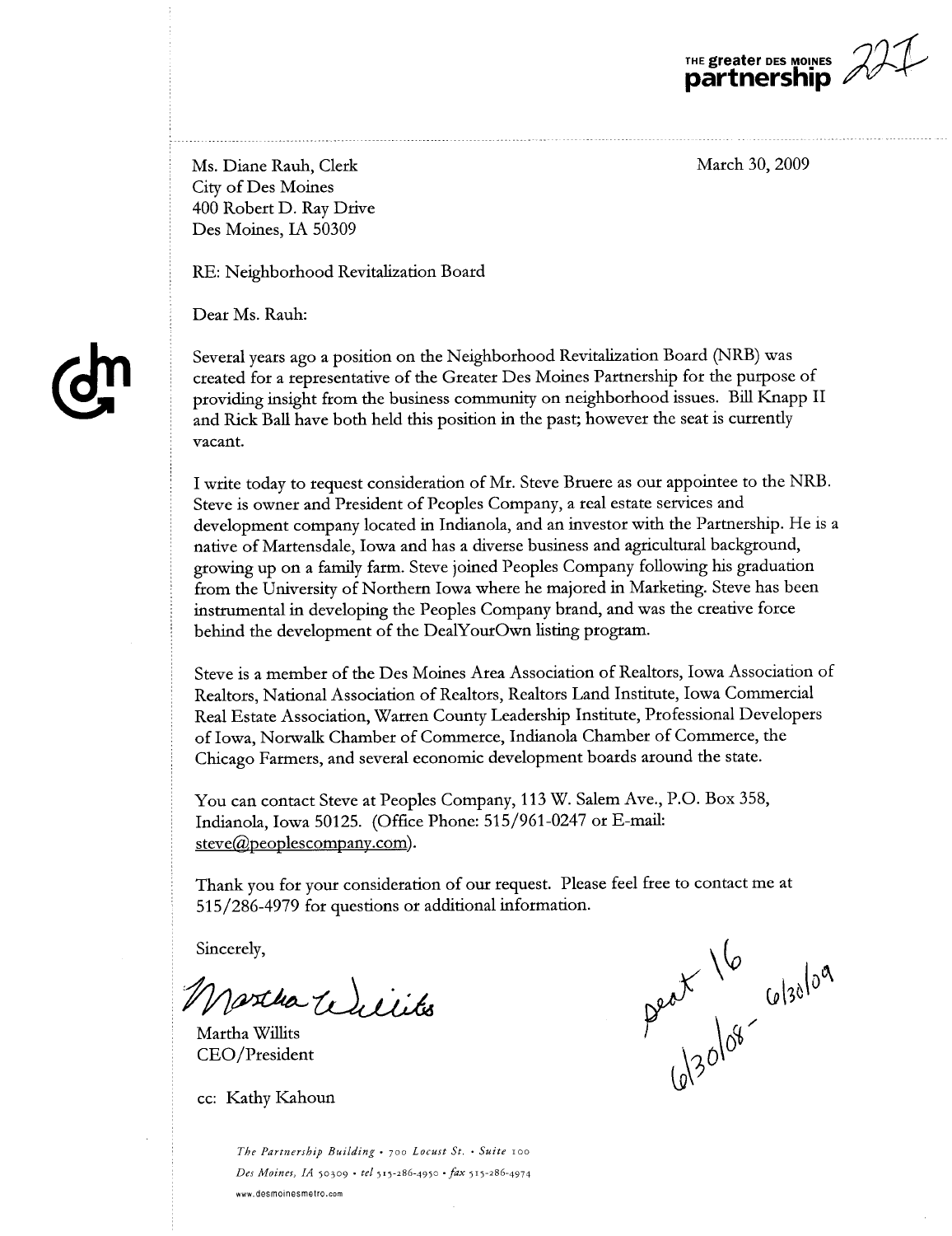THE greater DES MOINES **partnership** 22I

Ms. Diane Rauh, Clerk
City of Des Moines
400 Robert D. Ray Drive
Des Moines, IA 50309

March 30, 2009

RE: Neighborhood Revitalization Board

Dear Ms. Rauh:

Several years ago a position on the Neighborhood Revitalization Board (NRB) was created for a representative of the Greater Des Moines Partnership for the purpose of providing insight from the business community on neighborhood issues. Bill Knapp II and Rick Ball have both held this position in the past; however the seat is currently vacant.

I write today to request consideration of Mr. Steve Bruere as our appointee to the NRB. Steve is owner and President of Peoples Company, a real estate services and development company located in Indianola, and an investor with the Partnership. He is a native of Martensdale, Iowa and has a diverse business and agricultural background, growing up on a family farm. Steve joined Peoples Company following his graduation from the University of Northern Iowa where he majored in Marketing. Steve has been instrumental in developing the Peoples Company brand, and was the creative force behind the development of the DealYourOwn listing program.

Steve is a member of the Des Moines Area Association of Realtors, Iowa Association of Realtors, National Association of Realtors, Realtors Land Institute, Iowa Commercial Real Estate Association, Warren County Leadership Institute, Professional Developers of Iowa, Norwalk Chamber of Commerce, Indianola Chamber of Commerce, the Chicago Farmers, and several economic development boards around the state.

You can contact Steve at Peoples Company, 113 W. Salem Ave., P.O. Box 358, Indianola, Iowa 50125. (Office Phone: 515/961-0247 or E-mail: steve@peoplescompany.com).

Thank you for your consideration of our request. Please feel free to contact me at 515/286-4979 for questions or additional information.

Sincerely,

*Martha Willits*

Martha Willits
CEO/President

seat 16
6/30/08 - 6/30/09

cc: Kathy Kahoun

*The Partnership Building • 700 Locust St. • Suite 100*
*Des Moines, IA 50309 • tel 515-286-4950 • fax 515-286-4974*
www.desmoinesmetro.com